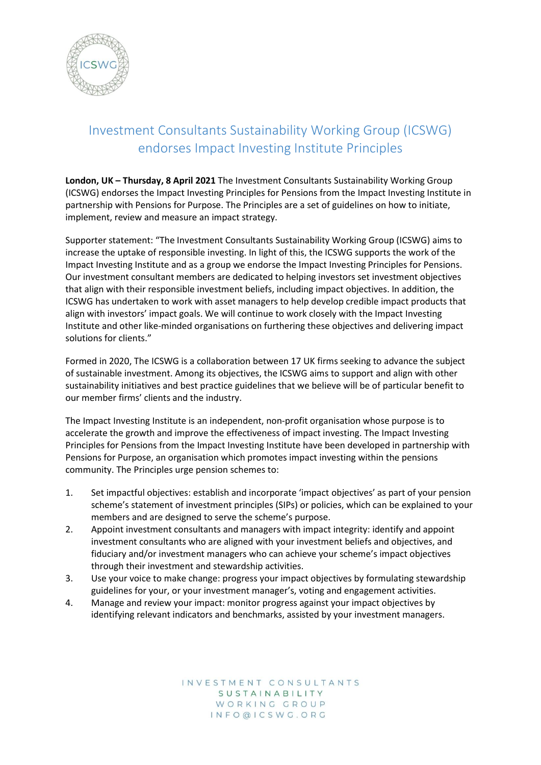# Investment Consultants Sustainability Working Group (ICSWG) endorses Impact Investing Institute Principles

**London, UK – Thursday, 8 April 2021** The Investment Consultants Sustainability Working Group (ICSWG) endorses the Impact Investing Principles for Pensions from the Impact Investing Institute in partnership with Pensions for Purpose. The Principles are a set of guidelines on how to initiate, implement, review and measure an impact strategy.

Supporter statement: "The Investment Consultants Sustainability Working Group (ICSWG) aims to increase the uptake of responsible investing. In light of this, the ICSWG supports the work of the Impact Investing Institute and as a group we endorse the Impact Investing Principles for Pensions. Our investment consultant members are dedicated to helping investors set investment objectives that align with their responsible investment beliefs, including impact objectives. In addition, the ICSWG has undertaken to work with asset managers to help develop credible impact products that align with investors' impact goals. We will continue to work closely with the Impact Investing Institute and other like-minded organisations on furthering these objectives and delivering impact solutions for clients."

Formed in 2020, The ICSWG is a collaboration between 17 UK firms seeking to advance the subject of sustainable investment. Among its objectives, the ICSWG aims to support and align with other sustainability initiatives and best practice guidelines that we believe will be of particular benefit to our member firms' clients and the industry.

The Impact Investing Institute is an independent, non-profit organisation whose purpose is to accelerate the growth and improve the effectiveness of impact investing. The Impact Investing Principles for Pensions from the Impact Investing Institute have been developed in partnership with Pensions for Purpose, an organisation which promotes impact investing within the pensions community. The Principles urge pension schemes to:

1. Set impactful objectives: establish and incorporate 'impact objectives' as part of your pension scheme's statement of investment principles (SIPs) or policies, which can be explained to your members and are designed to serve the scheme's purpose.
2. Appoint investment consultants and managers with impact integrity: identify and appoint investment consultants who are aligned with your investment beliefs and objectives, and fiduciary and/or investment managers who can achieve your scheme's impact objectives through their investment and stewardship activities.
3. Use your voice to make change: progress your impact objectives by formulating stewardship guidelines for your, or your investment manager's, voting and engagement activities.
4. Manage and review your impact: monitor progress against your impact objectives by identifying relevant indicators and benchmarks, assisted by your investment managers.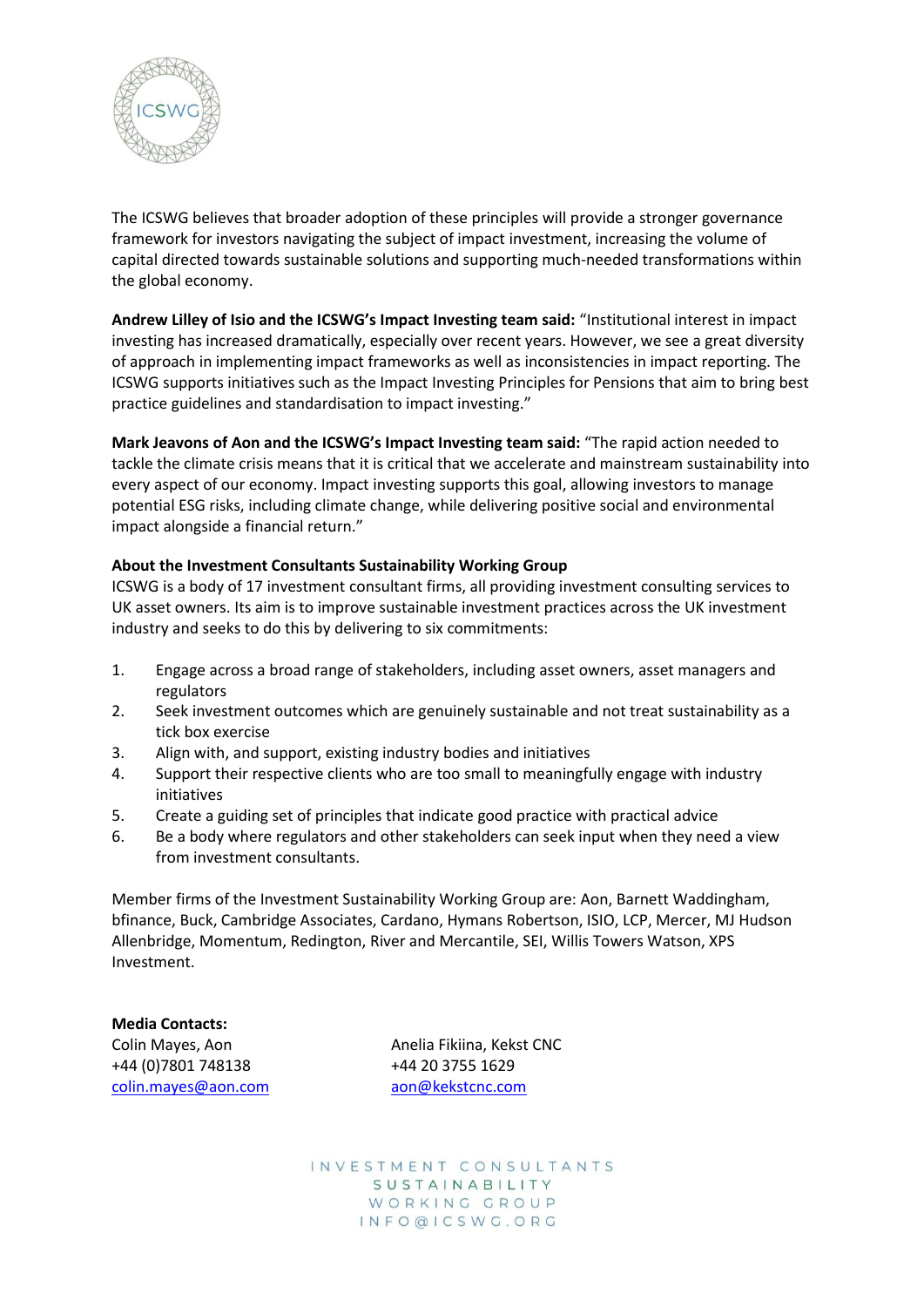The ICSWG believes that broader adoption of these principles will provide a stronger governance framework for investors navigating the subject of impact investment, increasing the volume of capital directed towards sustainable solutions and supporting much-needed transformations within the global economy.

**Andrew Lilley of Isio and the ICSWG's Impact Investing team said:** "Institutional interest in impact investing has increased dramatically, especially over recent years. However, we see a great diversity of approach in implementing impact frameworks as well as inconsistencies in impact reporting. The ICSWG supports initiatives such as the Impact Investing Principles for Pensions that aim to bring best practice guidelines and standardisation to impact investing."

**Mark Jeavons of Aon and the ICSWG's Impact Investing team said:** "The rapid action needed to tackle the climate crisis means that it is critical that we accelerate and mainstream sustainability into every aspect of our economy. Impact investing supports this goal, allowing investors to manage potential ESG risks, including climate change, while delivering positive social and environmental impact alongside a financial return."

**About the Investment Consultants Sustainability Working Group**

ICSWG is a body of 17 investment consultant firms, all providing investment consulting services to UK asset owners. Its aim is to improve sustainable investment practices across the UK investment industry and seeks to do this by delivering to six commitments:

1. Engage across a broad range of stakeholders, including asset owners, asset managers and regulators
2. Seek investment outcomes which are genuinely sustainable and not treat sustainability as a tick box exercise
3. Align with, and support, existing industry bodies and initiatives
4. Support their respective clients who are too small to meaningfully engage with industry initiatives
5. Create a guiding set of principles that indicate good practice with practical advice
6. Be a body where regulators and other stakeholders can seek input when they need a view from investment consultants.

Member firms of the Investment Sustainability Working Group are: Aon, Barnett Waddingham, bfinance, Buck, Cambridge Associates, Cardano, Hymans Robertson, ISIO, LCP, Mercer, MJ Hudson Allenbridge, Momentum, Redington, River and Mercantile, SEI, Willis Towers Watson, XPS Investment.

**Media Contacts:**

Colin Mayes, Aon
+44 (0)7801 748138
colin.mayes@aon.com

Anelia Fikiina, Kekst CNC
+44 20 3755 1629
aon@kekstcnc.com